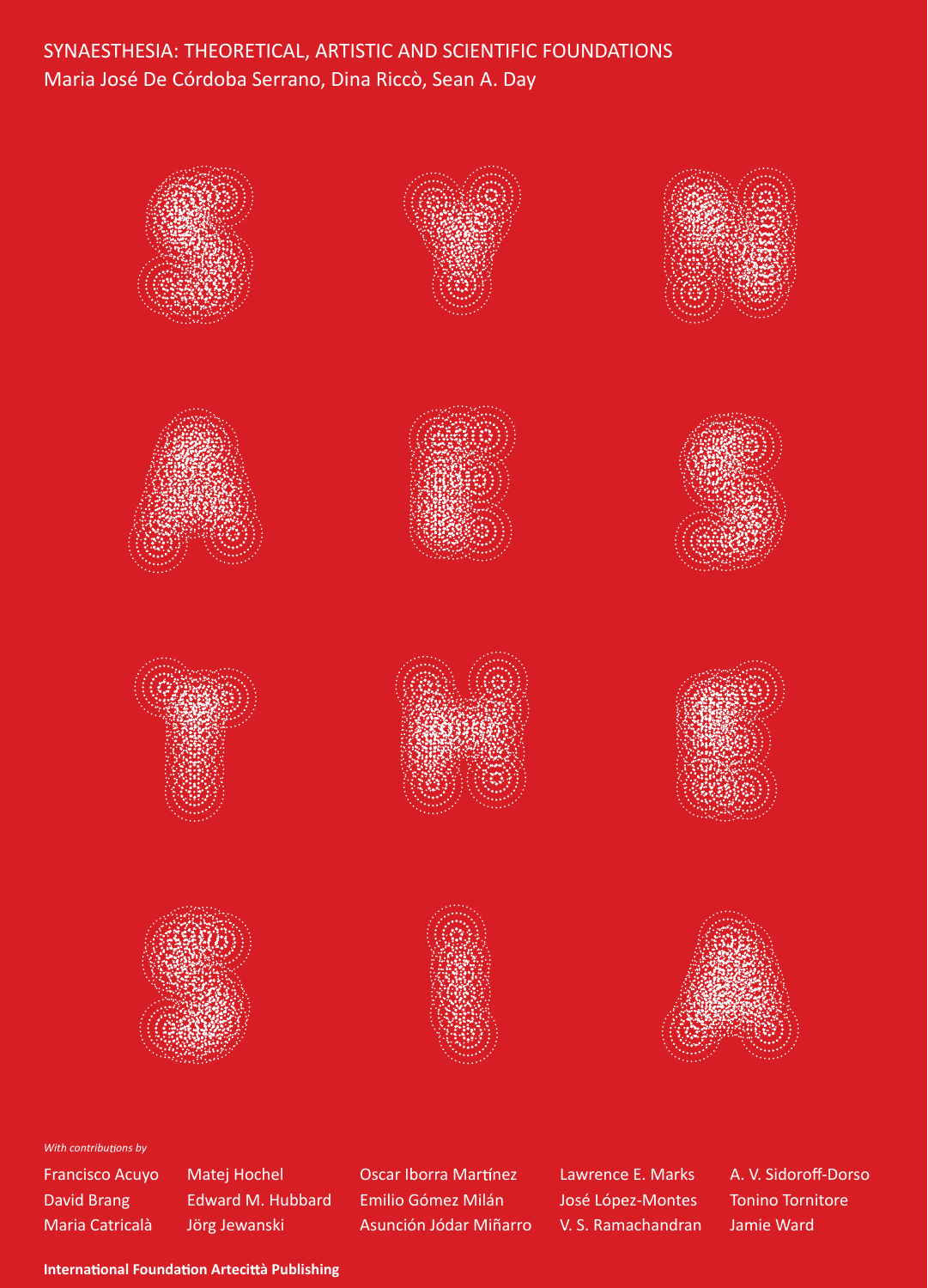# SYNAESTHESIA: THEORETICAL, ARTISTIC AND SCIENTIFIC FOUNDATIONS

Maria José De Córdoba Serrano, Dina Riccò, Sean A. Day

SYNAESTHESIA

*With contributions by*

Francisco Acuyo
David Brang
Maria Catricalà
Matej Hochel
Edward M. Hubbard
Jörg Jewanski
Oscar Iborra Martínez
Emilio Gómez Milán
Asunción Jódar Miñarro
Lawrence E. Marks
José López-Montes
V. S. Ramachandran
A. V. Sidoroff-Dorso
Tonino Tornitore
Jamie Ward

**International Foundation Artecittà Publishing**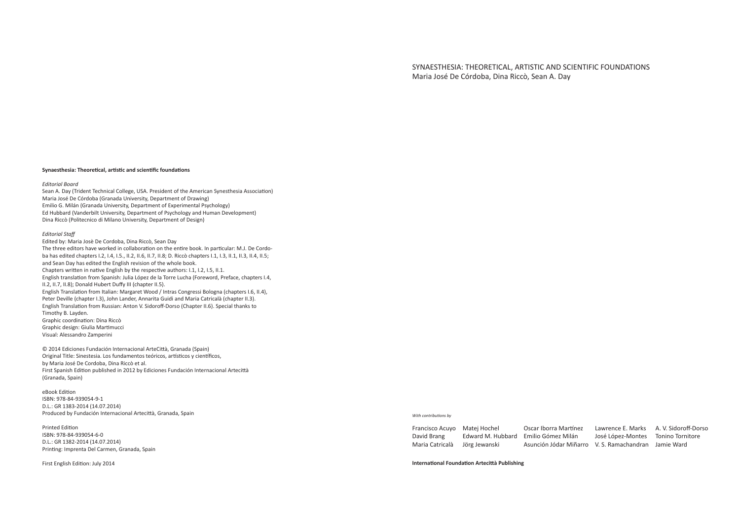SYNAESTHESIA: THEORETICAL, ARTISTIC AND SCIENTIFIC FOUNDATIONS
Maria José De Córdoba, Dina Riccò, Sean A. Day

*With contributions by*

Francisco Acuyo
David Brang
Maria Catricalà
Matej Hochel
Edward M. Hubbard
Jörg Jewanski
Oscar Iborra Martínez
Emilio Gómez Milán
Asunción Jódar Miñarro
Lawrence E. Marks
José López-Montes
V. S. Ramachandran
A. V. Sidoroff-Dorso
Tonino Tornitore
Jamie Ward

**International Foundation Artecittà Publishing**

**Synaesthesia: Theoretical, artistic and scientific foundations**

*Editorial Board*

Sean A. Day (Trident Technical College, USA. President of the American Synesthesia Association)
Maria José De Córdoba (Granada University, Department of Drawing)
Emilio G. Milán (Granada University, Department of Experimental Psychology)
Ed Hubbard (Vanderbilt University, Department of Psychology and Human Development)
Dina Riccò (Politecnico di Milano University, Department of Design)

*Editorial Staff*

Edited by: Maria Josè De Cordoba, Dina Riccò, Sean Day
The three editors have worked in collaboration on the entire book. In particular: M.J. De Cordoba has edited chapters I.2, I.4, I.5., II.2, II.6, II.7, II.8; D. Riccò chapters I.1, I.3, II.1, II.3, II.4, II.5; and Sean Day has edited the English revision of the whole book.
Chapters written in native English by the respective authors: I.1, I.2, I.5, II.1.
English translation from Spanish: Julia López de la Torre Lucha (Foreword, Preface, chapters I.4, II.2, II.7, II.8); Donald Hubert Duffy III (chapter II.5).
English Translation from Italian: Margaret Wood / Intras Congressi Bologna (chapters I.6, II.4), Peter Deville (chapter I.3), John Lander, Annarita Guidi and Maria Catricalà (chapter II.3).
English Translation from Russian: Anton V. Sidoroff-Dorso (Chapter II.6). Special thanks to Timothy B. Layden.
Graphic coordination: Dina Riccò
Graphic design: Giulia Martimucci
Visual: Alessandro Zamperini

© 2014 Ediciones Fundación Internacional ArteCittà, Granada (Spain)
Original Title: Sinestesia. Los fundamentos teóricos, artísticos y científicos,
by Maria José De Cordoba, Dina Riccò et al.
First Spanish Edition published in 2012 by Ediciones Fundación Internacional Artecittà (Granada, Spain)

eBook Edition
ISBN: 978-84-939054-9-1
D.L.: GR 1383-2014 (14.07.2014)
Produced by Fundación Internacional Artecittà, Granada, Spain

Printed Edition
ISBN: 978-84-939054-6-0
D.L.: GR 1382-2014 (14.07.2014)
Printing: Imprenta Del Carmen, Granada, Spain

First English Edition: July 2014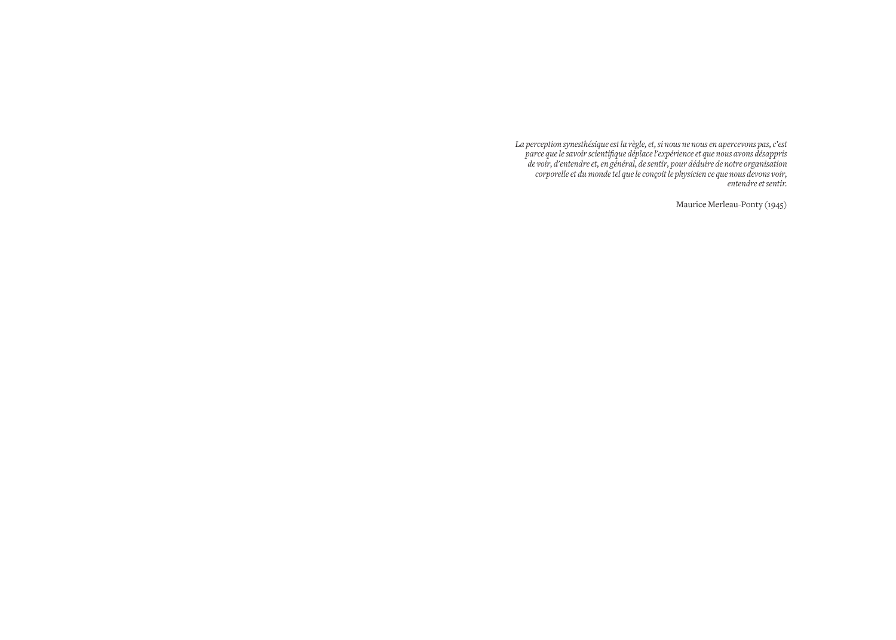*La perception synesthésique est la règle, et, si nous ne nous en apercevons pas, c'est parce que le savoir scientifique déplace l'expérience et que nous avons désappris de voir, d'entendre et, en général, de sentir, pour déduire de notre organisation corporelle et du monde tel que le conçoit le physicien ce que nous devons voir, entendre et sentir.*

Maurice Merleau-Ponty (1945)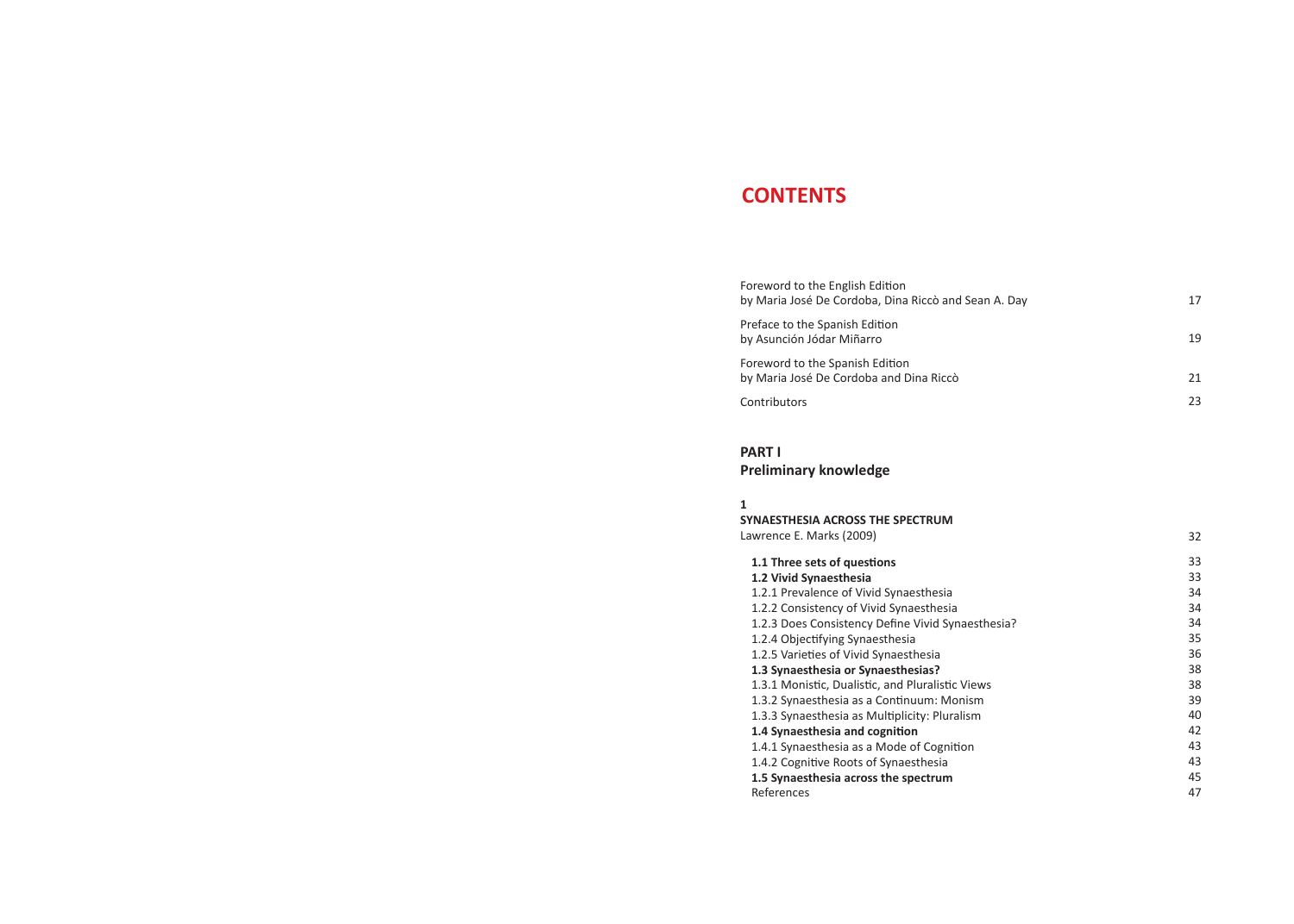# CONTENTS

Foreword to the English Edition
by Maria José De Cordoba, Dina Riccò and Sean A. Day — 17

Preface to the Spanish Edition
by Asunción Jódar Miñarro — 19

Foreword to the Spanish Edition
by Maria José De Cordoba and Dina Riccò — 21

Contributors — 23

## PART I
## Preliminary knowledge

### 1
### SYNAESTHESIA ACROSS THE SPECTRUM
Lawrence E. Marks (2009) — 32

**1.1 Three sets of questions** — 33
**1.2 Vivid Synaesthesia** — 33
1.2.1 Prevalence of Vivid Synaesthesia — 34
1.2.2 Consistency of Vivid Synaesthesia — 34
1.2.3 Does Consistency Define Vivid Synaesthesia? — 34
1.2.4 Objectifying Synaesthesia — 35
1.2.5 Varieties of Vivid Synaesthesia — 36
**1.3 Synaesthesia or Synaesthesias?** — 38
1.3.1 Monistic, Dualistic, and Pluralistic Views — 38
1.3.2 Synaesthesia as a Continuum: Monism — 39
1.3.3 Synaesthesia as Multiplicity: Pluralism — 40
**1.4 Synaesthesia and cognition** — 42
1.4.1 Synaesthesia as a Mode of Cognition — 43
1.4.2 Cognitive Roots of Synaesthesia — 43
**1.5 Synaesthesia across the spectrum** — 45
References — 47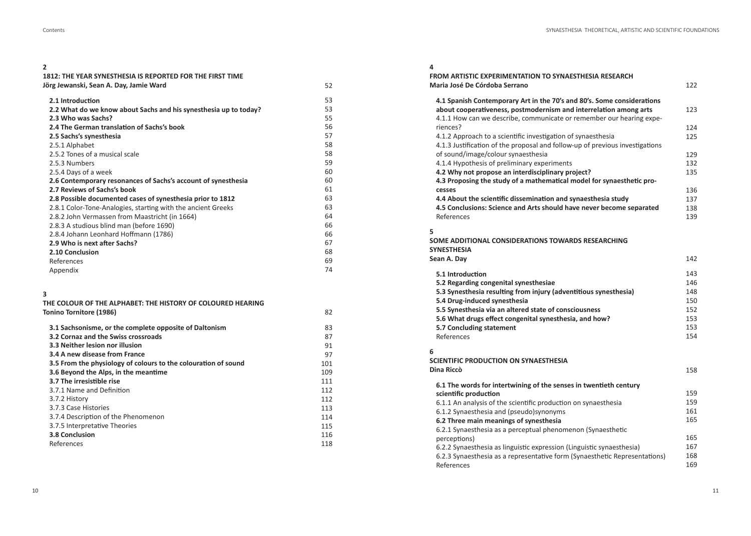## 2

### 1812: THE YEAR SYNESTHESIA IS REPORTED FOR THE FIRST TIME

**Jörg Jewanski, Sean A. Day, Jamie Ward** 52

**2.1 Introduction** 53
**2.2 What do we know about Sachs and his synesthesia up to today?** 53
**2.3 Who was Sachs?** 55
**2.4 The German translation of Sachs's book** 56
**2.5 Sachs's synesthesia** 57
2.5.1 Alphabet 58
2.5.2 Tones of a musical scale 58
2.5.3 Numbers 59
2.5.4 Days of a week 60
**2.6 Contemporary resonances of Sachs's account of synesthesia** 60
**2.7 Reviews of Sachs's book** 61
**2.8 Possible documented cases of synesthesia prior to 1812** 63
2.8.1 Color-Tone-Analogies, starting with the ancient Greeks 63
2.8.2 John Vermassen from Maastricht (in 1664) 64
2.8.3 A studious blind man (before 1690) 66
2.8.4 Johann Leonhard Hoffmann (1786) 66
**2.9 Who is next after Sachs?** 67
**2.10 Conclusion** 68
References 69
Appendix 74

## 3

### THE COLOUR OF THE ALPHABET: THE HISTORY OF COLOURED HEARING

**Tonino Tornitore (1986)** 82

**3.1 Sachsonisme, or the complete opposite of Daltonism** 83
**3.2 Cornaz and the Swiss crossroads** 87
**3.3 Neither lesion nor illusion** 91
**3.4 A new disease from France** 97
**3.5 From the physiology of colours to the colouration of sound** 101
**3.6 Beyond the Alps, in the meantime** 109
**3.7 The irresistible rise** 111
3.7.1 Name and Definition 112
3.7.2 History 112
3.7.3 Case Histories 113
3.7.4 Description of the Phenomenon 114
3.7.5 Interpretative Theories 115
**3.8 Conclusion** 116
References 118

## 4

### FROM ARTISTIC EXPERIMENTATION TO SYNAESTHESIA RESEARCH

**Maria José De Córdoba Serrano** 122

**4.1 Spanish Contemporary Art in the 70's and 80's. Some considerations about cooperativeness, postmodernism and interrelation among arts** 123
4.1.1 How can we describe, communicate or remember our hearing experiences? 124
4.1.2 Approach to a scientific investigation of synaesthesia 125
4.1.3 Justification of the proposal and follow-up of previous investigations of sound/image/colour synaesthesia 129
4.1.4 Hypothesis of preliminary experiments 132
**4.2 Why not propose an interdisciplinary project?** 135
**4.3 Proposing the study of a mathematical model for synaesthetic processes** 136
**4.4 About the scientific dissemination and synaesthesia study** 137
**4.5 Conclusions: Science and Arts should have never become separated** 138
References 139

## 5

### SOME ADDITIONAL CONSIDERATIONS TOWARDS RESEARCHING SYNESTHESIA

**Sean A. Day** 142

**5.1 Introduction** 143
**5.2 Regarding congenital synesthesiae** 146
**5.3 Synesthesia resulting from injury (adventitious synesthesia)** 148
**5.4 Drug-induced synesthesia** 150
**5.5 Synesthesia via an altered state of consciousness** 152
**5.6 What drugs effect congenital synesthesia, and how?** 153
**5.7 Concluding statement** 153
References 154

## 6

### SCIENTIFIC PRODUCTION ON SYNAESTHESIA

**Dina Riccò** 158

**6.1 The words for intertwining of the senses in twentieth century scientific production** 159
6.1.1 An analysis of the scientific production on synaesthesia 159
6.1.2 Synaesthesia and (pseudo)synonyms 161
**6.2 Three main meanings of synesthesia** 165
6.2.1 Synaesthesia as a perceptual phenomenon (Synaesthetic perceptions) 165
6.2.2 Synaesthesia as linguistic expression (Linguistic synaesthesia) 167
6.2.3 Synaesthesia as a representative form (Synaesthetic Representations) 168
References 169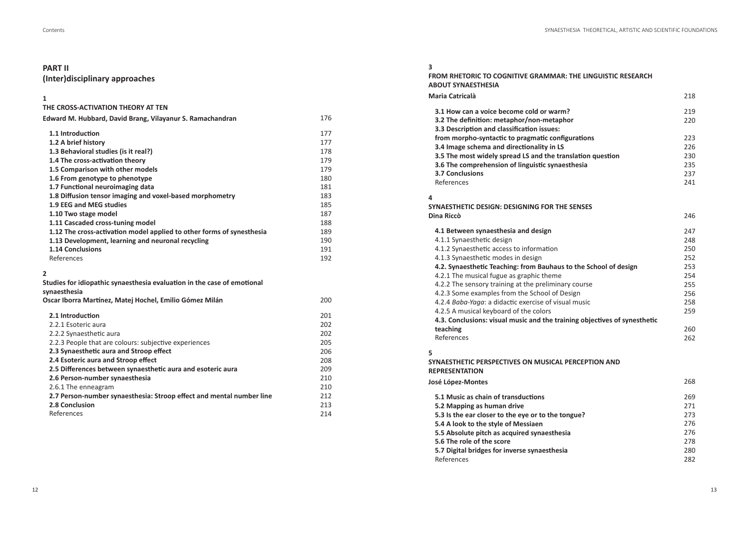## PART II
## (Inter)disciplinary approaches

**1**
**THE CROSS-ACTIVATION THEORY AT TEN**
**Edward M. Hubbard, David Brang, Vilayanur S. Ramachandran** 176

**1.1 Introduction** 177
**1.2 A brief history** 177
**1.3 Behavioral studies (is it real?)** 178
**1.4 The cross-activation theory** 179
**1.5 Comparison with other models** 179
**1.6 From genotype to phenotype** 180
**1.7 Functional neuroimaging data** 181
**1.8 Diffusion tensor imaging and voxel-based morphometry** 183
**1.9 EEG and MEG studies** 185
**1.10 Two stage model** 187
**1.11 Cascaded cross-tuning model** 188
**1.12 The cross-activation model applied to other forms of synesthesia** 189
**1.13 Development, learning and neuronal recycling** 190
**1.14 Conclusions** 191
References 192

**2**
**Studies for idiopathic synaesthesia evaluation in the case of emotional synaesthesia**
**Oscar Iborra Martínez, Matej Hochel, Emilio Gómez Milán** 200

**2.1 Introduction** 201
2.2.1 Esoteric aura 202
2.2.2 Synaesthetic aura 202
2.2.3 People that are colours: subjective experiences 205
**2.3 Synaesthetic aura and Stroop effect** 206
**2.4 Esoteric aura and Stroop effect** 208
**2.5 Differences between synaesthetic aura and esoteric aura** 209
**2.6 Person-number synaesthesia** 210
2.6.1 The enneagram 210
**2.7 Person-number synaesthesia: Stroop effect and mental number line** 212
**2.8 Conclusion** 213
References 214

**3**
**FROM RHETORIC TO COGNITIVE GRAMMAR: THE LINGUISTIC RESEARCH ABOUT SYNAESTHESIA**
**Maria Catricalà** 218

**3.1 How can a voice become cold or warm?** 219
**3.2 The definition: metaphor/non-metaphor** 220
**3.3 Description and classification issues: from morpho-syntactic to pragmatic configurations** 223
**3.4 Image schema and directionality in LS** 226
**3.5 The most widely spread LS and the translation question** 230
**3.6 The comprehension of linguistic synaesthesia** 235
**3.7 Conclusions** 237
References 241

**4**
**SYNAESTHETIC DESIGN: DESIGNING FOR THE SENSES**
**Dina Riccò** 246

**4.1 Between synaesthesia and design** 247
4.1.1 Synaesthetic design 248
4.1.2 Synaesthetic access to information 250
4.1.3 Synaesthetic modes in design 252
**4.2. Synaesthetic Teaching: from Bauhaus to the School of design** 253
4.2.1 The musical fugue as graphic theme 254
4.2.2 The sensory training at the preliminary course 255
4.2.3 Some examples from the School of Design 256
4.2.4 *Baba-Yaga*: a didactic exercise of visual music 258
4.2.5 A musical keyboard of the colors 259
**4.3. Conclusions: visual music and the training objectives of synesthetic teaching** 260
References 262

**5**
**SYNAESTHETIC PERSPECTIVES ON MUSICAL PERCEPTION AND REPRESENTATION**
**José López-Montes** 268

**5.1 Music as chain of transductions** 269
**5.2 Mapping as human drive** 271
**5.3 Is the ear closer to the eye or to the tongue?** 273
**5.4 A look to the style of Messiaen** 276
**5.5 Absolute pitch as acquired synaesthesia** 276
**5.6 The role of the score** 278
**5.7 Digital bridges for inverse synaesthesia** 280
References 282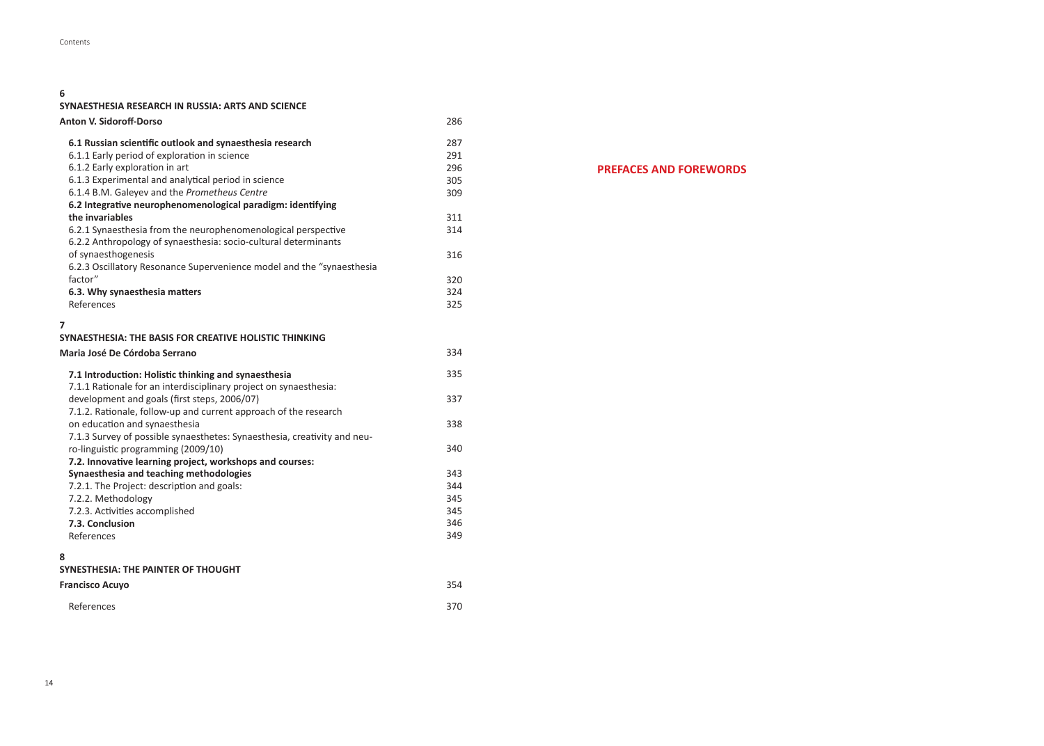## 6

### SYNAESTHESIA RESEARCH IN RUSSIA: ARTS AND SCIENCE

**Anton V. Sidoroff-Dorso** 286

**6.1 Russian scientific outlook and synaesthesia research** 287
6.1.1 Early period of exploration in science 291
6.1.2 Early exploration in art 296
6.1.3 Experimental and analytical period in science 305
6.1.4 B.M. Galeyev and the *Prometheus Centre* 309
**6.2 Integrative neurophenomenological paradigm: identifying the invariables** 311
6.2.1 Synaesthesia from the neurophenomenological perspective 314
6.2.2 Anthropology of synaesthesia: socio-cultural determinants of synaesthogenesis 316
6.2.3 Oscillatory Resonance Supervenience model and the "synaesthesia factor" 320
**6.3. Why synaesthesia matters** 324
References 325

## 7

### SYNAESTHESIA: THE BASIS FOR CREATIVE HOLISTIC THINKING

**Maria José De Córdoba Serrano** 334

**7.1 Introduction: Holistic thinking and synaesthesia** 335
7.1.1 Rationale for an interdisciplinary project on synaesthesia: development and goals (first steps, 2006/07) 337
7.1.2. Rationale, follow-up and current approach of the research on education and synaesthesia 338
7.1.3 Survey of possible synaesthetes: Synaesthesia, creativity and neuro-linguistic programming (2009/10) 340
**7.2. Innovative learning project, workshops and courses: Synaesthesia and teaching methodologies** 343
7.2.1. The Project: description and goals: 344
7.2.2. Methodology 345
7.2.3. Activities accomplished 345
**7.3. Conclusion** 346
References 349

## 8

### SYNESTHESIA: THE PAINTER OF THOUGHT

**Francisco Acuyo** 354

References 370

# PREFACES AND FOREWORDS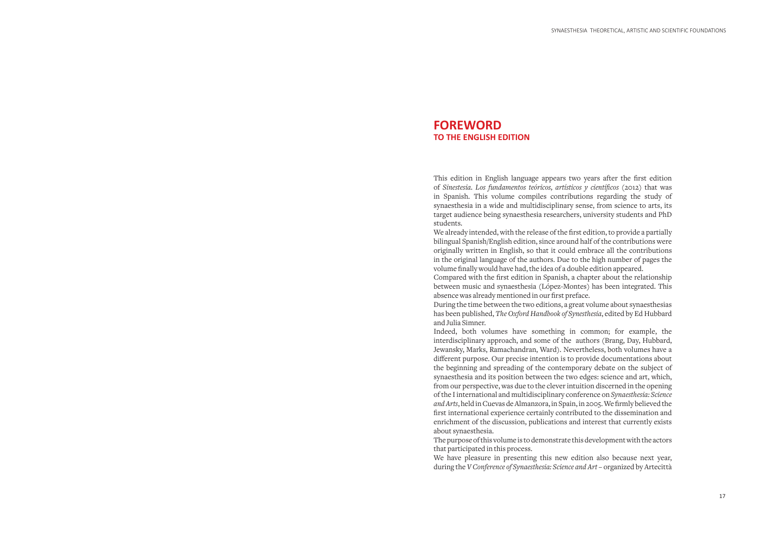# FOREWORD
## TO THE ENGLISH EDITION

This edition in English language appears two years after the first edition of *Sinestesia. Los fundamentos teóricos, artísticos y científicos* (2012) that was in Spanish. This volume compiles contributions regarding the study of synaesthesia in a wide and multidisciplinary sense, from science to arts, its target audience being synaesthesia researchers, university students and PhD students.

We already intended, with the release of the first edition, to provide a partially bilingual Spanish/English edition, since around half of the contributions were originally written in English, so that it could embrace all the contributions in the original language of the authors. Due to the high number of pages the volume finally would have had, the idea of a double edition appeared.

Compared with the first edition in Spanish, a chapter about the relationship between music and synaesthesia (López-Montes) has been integrated. This absence was already mentioned in our first preface.

During the time between the two editions, a great volume about synaesthesias has been published, *The Oxford Handbook of Synesthesia*, edited by Ed Hubbard and Julia Simner.

Indeed, both volumes have something in common; for example, the interdisciplinary approach, and some of the authors (Brang, Day, Hubbard, Jewansky, Marks, Ramachandran, Ward). Nevertheless, both volumes have a different purpose. Our precise intention is to provide documentations about the beginning and spreading of the contemporary debate on the subject of synaesthesia and its position between the two edges: science and art, which, from our perspective, was due to the clever intuition discerned in the opening of the I international and multidisciplinary conference on *Synaesthesia: Science and Arts*, held in Cuevas de Almanzora, in Spain, in 2005. We firmly believed the first international experience certainly contributed to the dissemination and enrichment of the discussion, publications and interest that currently exists about synaesthesia.

The purpose of this volume is to demonstrate this development with the actors that participated in this process.

We have pleasure in presenting this new edition also because next year, during the *V Conference of Synaesthesia: Science and Art* – organized by Artecittà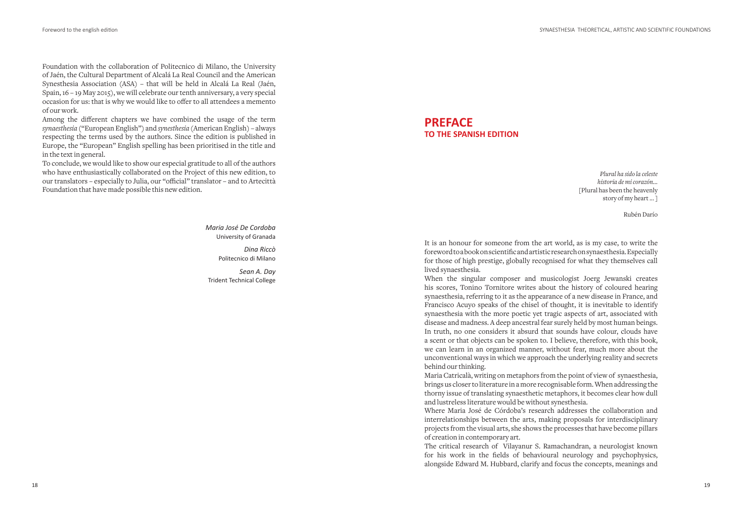Foundation with the collaboration of Politecnico di Milano, the University of Jaén, the Cultural Department of Alcalá La Real Council and the American Synesthesia Association (ASA) – that will be held in Alcalá La Real (Jaén, Spain, 16 – 19 May 2015), we will celebrate our tenth anniversary, a very special occasion for us: that is why we would like to offer to all attendees a memento of our work.

Among the different chapters we have combined the usage of the term *synaesthesia* ("European English") and *synesthesia* (American English) – always respecting the terms used by the authors. Since the edition is published in Europe, the "European" English spelling has been prioritised in the title and in the text in general.

To conclude, we would like to show our especial gratitude to all of the authors who have enthusiastically collaborated on the Project of this new edition, to our translators – especially to Julia, our "official" translator – and to Artecittà Foundation that have made possible this new edition.

*Maria José De Cordoba*
University of Granada

*Dina Riccò*
Politecnico di Milano

*Sean A. Day*
Trident Technical College

# PREFACE
## TO THE SPANISH EDITION

*Plural ha sido la celeste*
*historia de mi corazón...*
[Plural has been the heavenly
story of my heart ... ]

Rubén Darío

It is an honour for someone from the art world, as is my case, to write the foreword to a book on scientific and artistic research on synaesthesia. Especially for those of high prestige, globally recognised for what they themselves call lived synaesthesia.

When the singular composer and musicologist Joerg Jewanski creates his scores, Tonino Tornitore writes about the history of coloured hearing synaesthesia, referring to it as the appearance of a new disease in France, and Francisco Acuyo speaks of the chisel of thought, it is inevitable to identify synaesthesia with the more poetic yet tragic aspects of art, associated with disease and madness. A deep ancestral fear surely held by most human beings. In truth, no one considers it absurd that sounds have colour, clouds have a scent or that objects can be spoken to. I believe, therefore, with this book, we can learn in an organized manner, without fear, much more about the unconventional ways in which we approach the underlying reality and secrets behind our thinking.

Maria Catricalà, writing on metaphors from the point of view of synaesthesia, brings us closer to literature in a more recognisable form. When addressing the thorny issue of translating synaesthetic metaphors, it becomes clear how dull and lustreless literature would be without synesthesia.

Where Maria José de Córdoba's research addresses the collaboration and interrelationships between the arts, making proposals for interdisciplinary projects from the visual arts, she shows the processes that have become pillars of creation in contemporary art.

The critical research of Vilayanur S. Ramachandran, a neurologist known for his work in the fields of behavioural neurology and psychophysics, alongside Edward M. Hubbard, clarify and focus the concepts, meanings and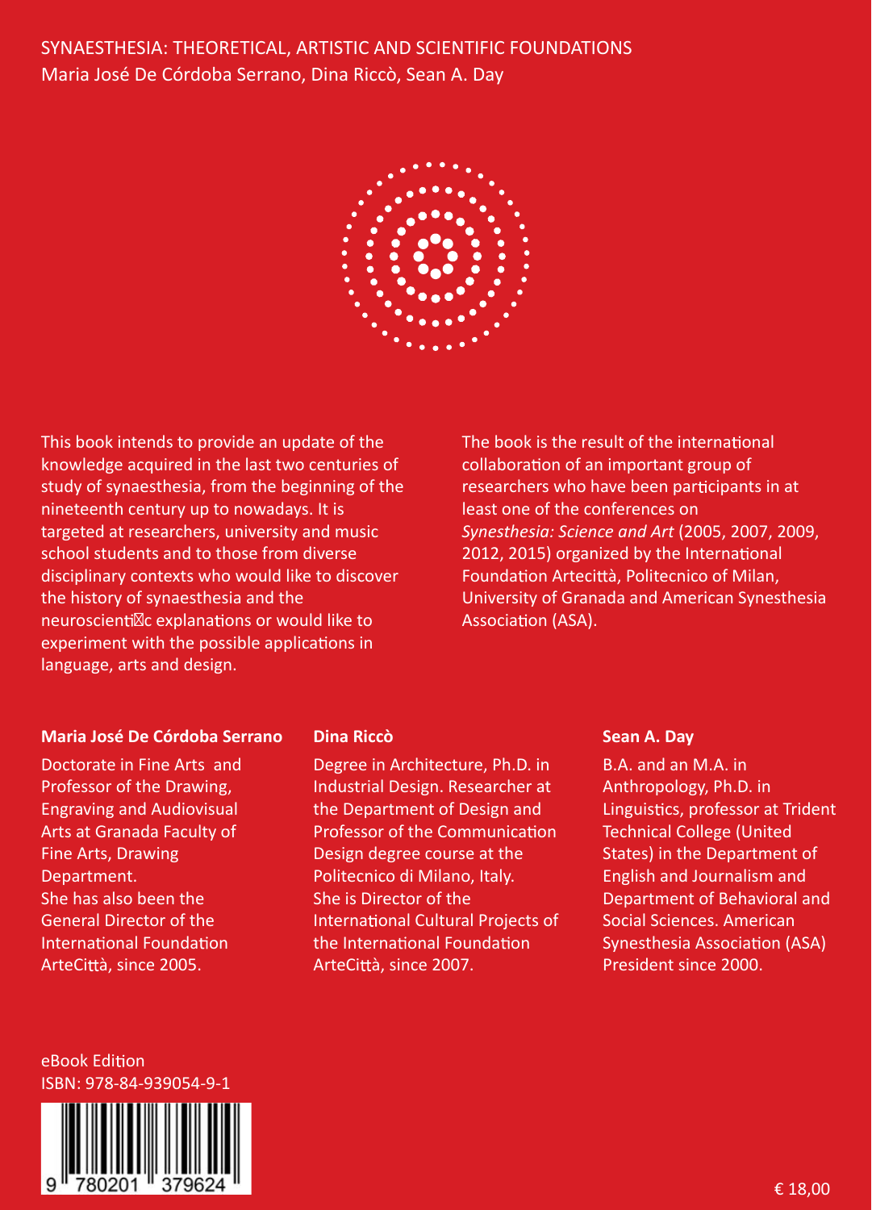SYNAESTHESIA: THEORETICAL, ARTISTIC AND SCIENTIFIC FOUNDATIONS

Maria José De Córdoba Serrano, Dina Riccò, Sean A. Day

This book intends to provide an update of the knowledge acquired in the last two centuries of study of synaesthesia, from the beginning of the nineteenth century up to nowadays. It is targeted at researchers, university and music school students and to those from diverse disciplinary contexts who would like to discover the history of synaesthesia and the neuroscientific explanations or would like to experiment with the possible applications in language, arts and design.

The book is the result of the international collaboration of an important group of researchers who have been participants in at least one of the conferences on *Synesthesia: Science and Art* (2005, 2007, 2009, 2012, 2015) organized by the International Foundation Artecittà, Politecnico of Milan, University of Granada and American Synesthesia Association (ASA).

**Maria José De Córdoba Serrano**

Doctorate in Fine Arts and Professor of the Drawing, Engraving and Audiovisual Arts at Granada Faculty of Fine Arts, Drawing Department.
She has also been the General Director of the International Foundation ArteCittà, since 2005.

**Dina Riccò**

Degree in Architecture, Ph.D. in Industrial Design. Researcher at the Department of Design and Professor of the Communication Design degree course at the Politecnico di Milano, Italy.
She is Director of the International Cultural Projects of the International Foundation ArteCittà, since 2007.

**Sean A. Day**

B.A. and an M.A. in Anthropology, Ph.D. in Linguistics, professor at Trident Technical College (United States) in the Department of English and Journalism and Department of Behavioral and Social Sciences. American Synesthesia Association (ASA) President since 2000.

eBook Edition
ISBN: 978-84-939054-9-1

9 780201 379624

€ 18,00